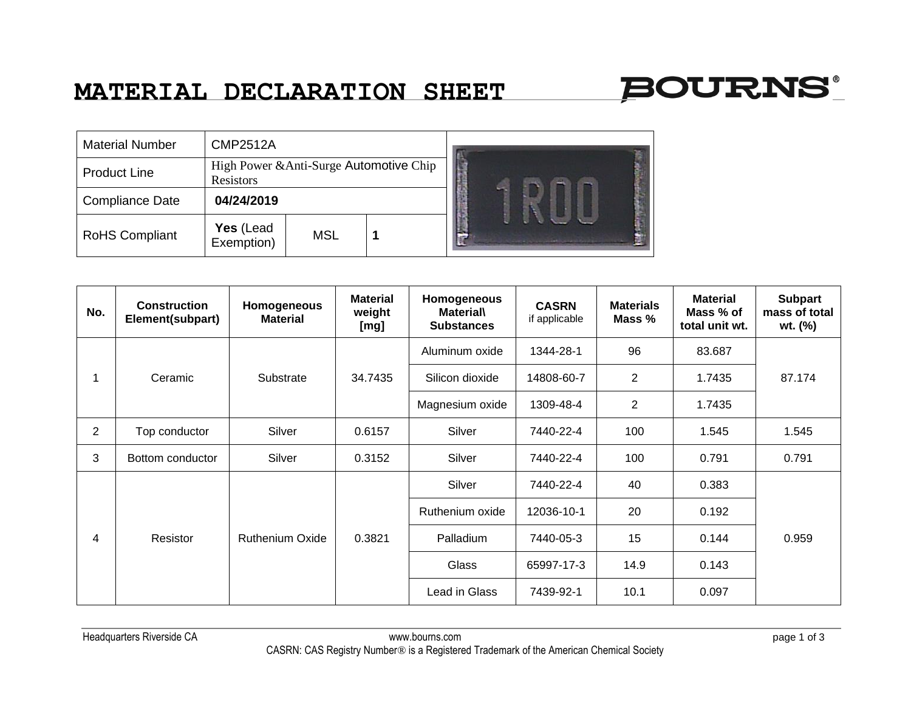# MATERIAL DECLARATION SHEET

**BOURNS®**

| Material Number | CMP2512A | | |
|---|---|---|---|
| Product Line | High Power &Anti-Surge Automotive Chip Resistors | | |
| Compliance Date | **04/24/2019** | | |
| RoHS Compliant | **Yes** (Lead Exemption) | MSL | **1** |

| No. | Construction Element(subpart) | Homogeneous Material | Material weight [mg] | Homogeneous Material\ Substances | CASRN if applicable | Materials Mass % | Material Mass % of total unit wt. | Subpart mass of total wt. (%) |
|---|---|---|---|---|---|---|---|---|
| 1 | Ceramic | Substrate | 34.7435 | Aluminum oxide | 1344-28-1 | 96 | 83.687 | 87.174 |
| | | | | Silicon dioxide | 14808-60-7 | 2 | 1.7435 | |
| | | | | Magnesium oxide | 1309-48-4 | 2 | 1.7435 | |
| 2 | Top conductor | Silver | 0.6157 | Silver | 7440-22-4 | 100 | 1.545 | 1.545 |
| 3 | Bottom conductor | Silver | 0.3152 | Silver | 7440-22-4 | 100 | 0.791 | 0.791 |
| 4 | Resistor | Ruthenium Oxide | 0.3821 | Silver | 7440-22-4 | 40 | 0.383 | 0.959 |
| | | | | Ruthenium oxide | 12036-10-1 | 20 | 0.192 | |
| | | | | Palladium | 7440-05-3 | 15 | 0.144 | |
| | | | | Glass | 65997-17-3 | 14.9 | 0.143 | |
| | | | | Lead in Glass | 7439-92-1 | 10.1 | 0.097 | |

Headquarters Riverside CA www.bourns.com

CASRN: CAS Registry Number® is a Registered Trademark of the American Chemical Society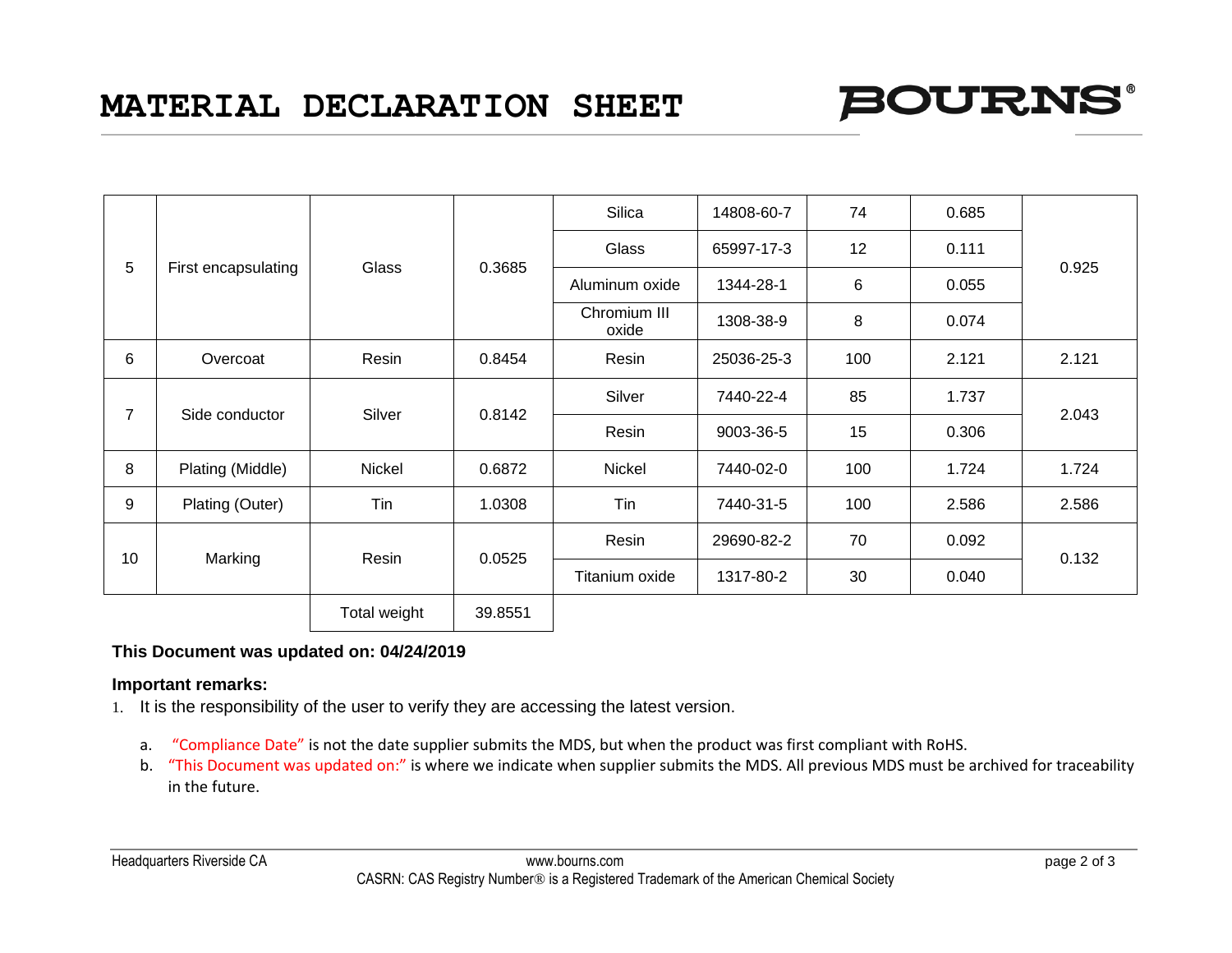# MATERIAL DECLARATION SHEET

| | | | | | | | | |
|---|---|---|---|---|---|---|---|---|
| 5 | First encapsulating | Glass | 0.3685 | Silica | 14808-60-7 | 74 | 0.685 | 0.925 |
| | | | | Glass | 65997-17-3 | 12 | 0.111 | |
| | | | | Aluminum oxide | 1344-28-1 | 6 | 0.055 | |
| | | | | Chromium III oxide | 1308-38-9 | 8 | 0.074 | |
| 6 | Overcoat | Resin | 0.8454 | Resin | 25036-25-3 | 100 | 2.121 | 2.121 |
| 7 | Side conductor | Silver | 0.8142 | Silver | 7440-22-4 | 85 | 1.737 | 2.043 |
| | | | | Resin | 9003-36-5 | 15 | 0.306 | |
| 8 | Plating (Middle) | Nickel | 0.6872 | Nickel | 7440-02-0 | 100 | 1.724 | 1.724 |
| 9 | Plating (Outer) | Tin | 1.0308 | Tin | 7440-31-5 | 100 | 2.586 | 2.586 |
| 10 | Marking | Resin | 0.0525 | Resin | 29690-82-2 | 70 | 0.092 | 0.132 |
| | | | | Titanium oxide | 1317-80-2 | 30 | 0.040 | |
| | | Total weight | 39.8551 | | | | | |

**This Document was updated on: 04/24/2019**

**Important remarks:**

1. It is the responsibility of the user to verify they are accessing the latest version.

   a. "Compliance Date" is not the date supplier submits the MDS, but when the product was first compliant with RoHS.

   b. "This Document was updated on:" is where we indicate when supplier submits the MDS. All previous MDS must be archived for traceability in the future.

Headquarters Riverside CA | www.bourns.com

CASRN: CAS Registry Number® is a Registered Trademark of the American Chemical Society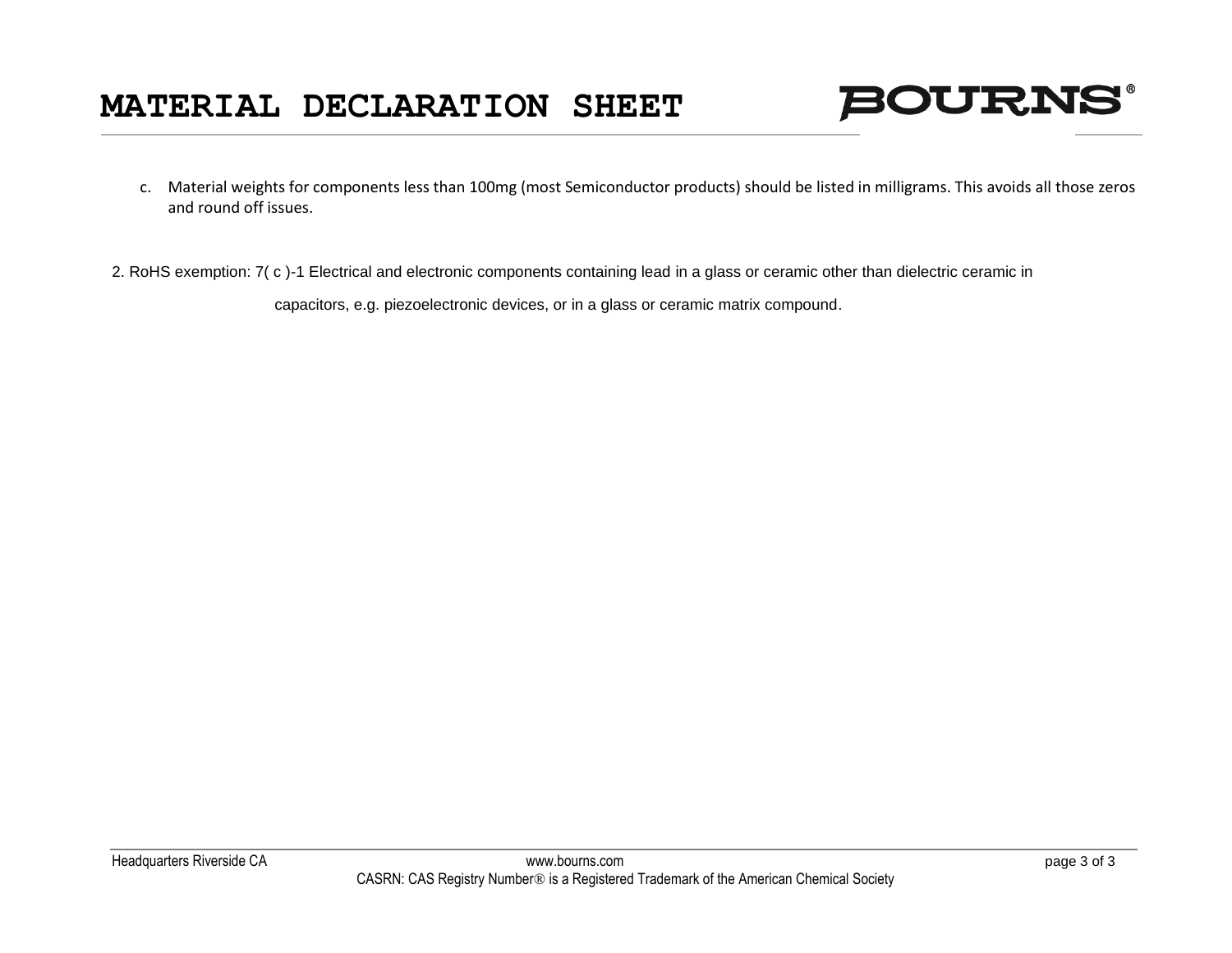# MATERIAL DECLARATION SHEET

c. Material weights for components less than 100mg (most Semiconductor products) should be listed in milligrams. This avoids all those zeros and round off issues.

2. RoHS exemption: 7( c )-1 Electrical and electronic components containing lead in a glass or ceramic other than dielectric ceramic in capacitors, e.g. piezoelectronic devices, or in a glass or ceramic matrix compound.

Headquarters Riverside CA www.bourns.com

CASRN: CAS Registry Number® is a Registered Trademark of the American Chemical Society